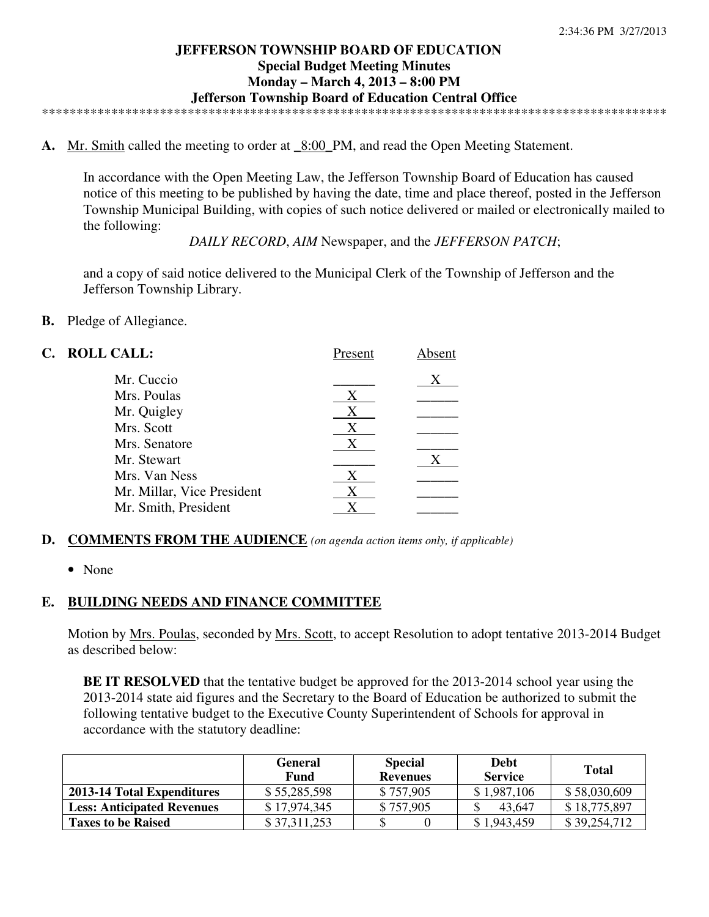# JEFFERSON TOWNSHIP BOARD OF EDUCATION
## Special Budget Meeting Minutes
## Monday – March 4, 2013 – 8:00 PM
## Jefferson Township Board of Education Central Office

**A.** Mr. Smith called the meeting to order at 8:00 PM, and read the Open Meeting Statement.

In accordance with the Open Meeting Law, the Jefferson Township Board of Education has caused notice of this meeting to be published by having the date, time and place thereof, posted in the Jefferson Township Municipal Building, with copies of such notice delivered or mailed or electronically mailed to the following:

*DAILY RECORD*, *AIM* Newspaper, and the *JEFFERSON PATCH*;

and a copy of said notice delivered to the Municipal Clerk of the Township of Jefferson and the Jefferson Township Library.

**B.** Pledge of Allegiance.

**C. ROLL CALL:**

| | Present | Absent |
|---|---|---|
| Mr. Cuccio | | X |
| Mrs. Poulas | X | |
| Mr. Quigley | X | |
| Mrs. Scott | X | |
| Mrs. Senatore | X | |
| Mr. Stewart | | X |
| Mrs. Van Ness | X | |
| Mr. Millar, Vice President | X | |
| Mr. Smith, President | X | |

**D. COMMENTS FROM THE AUDIENCE** *(on agenda action items only, if applicable)*

- None

**E. BUILDING NEEDS AND FINANCE COMMITTEE**

Motion by Mrs. Poulas, seconded by Mrs. Scott, to accept Resolution to adopt tentative 2013-2014 Budget as described below:

**BE IT RESOLVED** that the tentative budget be approved for the 2013-2014 school year using the 2013-2014 state aid figures and the Secretary to the Board of Education be authorized to submit the following tentative budget to the Executive County Superintendent of Schools for approval in accordance with the statutory deadline:

| | General Fund | Special Revenues | Debt Service | Total |
|---|---|---|---|---|
| **2013-14 Total Expenditures** | $ 55,285,598 | $ 757,905 | $ 1,987,106 | $ 58,030,609 |
| **Less: Anticipated Revenues** | $ 17,974,345 | $ 757,905 | $ 43,647 | $ 18,775,897 |
| **Taxes to be Raised** | $ 37,311,253 | $ 0 | $ 1,943,459 | $ 39,254,712 |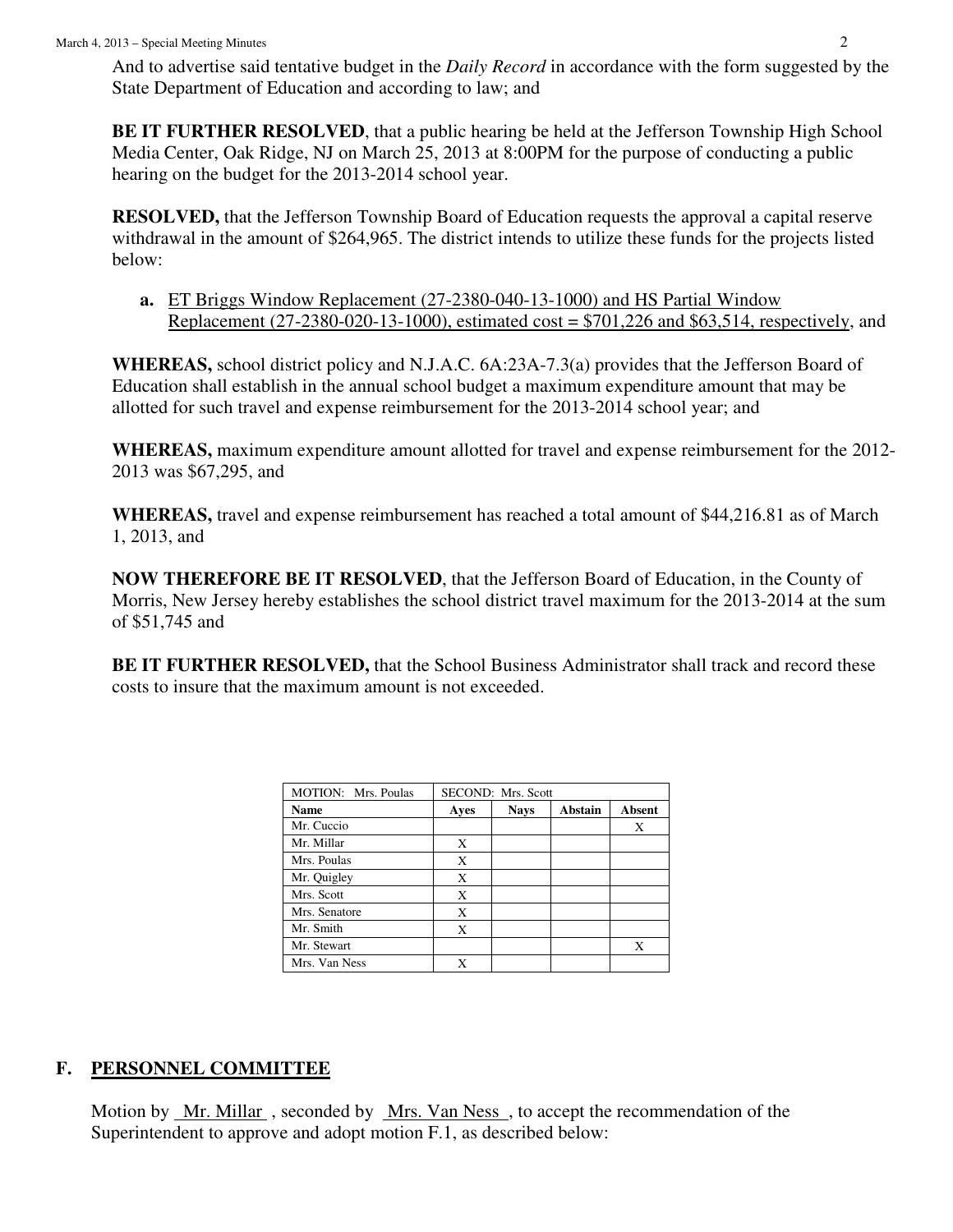And to advertise said tentative budget in the *Daily Record* in accordance with the form suggested by the State Department of Education and according to law; and

**BE IT FURTHER RESOLVED**, that a public hearing be held at the Jefferson Township High School Media Center, Oak Ridge, NJ on March 25, 2013 at 8:00PM for the purpose of conducting a public hearing on the budget for the 2013-2014 school year.

**RESOLVED,** that the Jefferson Township Board of Education requests the approval a capital reserve withdrawal in the amount of $264,965. The district intends to utilize these funds for the projects listed below:

**a.** <u>ET Briggs Window Replacement (27-2380-040-13-1000) and HS Partial Window Replacement (27-2380-020-13-1000), estimated cost = $701,226 and $63,514, respectively</u>, and

**WHEREAS,** school district policy and N.J.A.C. 6A:23A-7.3(a) provides that the Jefferson Board of Education shall establish in the annual school budget a maximum expenditure amount that may be allotted for such travel and expense reimbursement for the 2013-2014 school year; and

**WHEREAS,** maximum expenditure amount allotted for travel and expense reimbursement for the 2012-2013 was $67,295, and

**WHEREAS,** travel and expense reimbursement has reached a total amount of $44,216.81 as of March 1, 2013, and

**NOW THEREFORE BE IT RESOLVED**, that the Jefferson Board of Education, in the County of Morris, New Jersey hereby establishes the school district travel maximum for the 2013-2014 at the sum of $51,745 and

**BE IT FURTHER RESOLVED,** that the School Business Administrator shall track and record these costs to insure that the maximum amount is not exceeded.

| MOTION: Mrs. Poulas | SECOND: Mrs. Scott | | | |
|---|---|---|---|---|
| **Name** | **Ayes** | **Nays** | **Abstain** | **Absent** |
| Mr. Cuccio | | | | X |
| Mr. Millar | X | | | |
| Mrs. Poulas | X | | | |
| Mr. Quigley | X | | | |
| Mrs. Scott | X | | | |
| Mrs. Senatore | X | | | |
| Mr. Smith | X | | | |
| Mr. Stewart | | | | X |
| Mrs. Van Ness | X | | | |

## F. <u>PERSONNEL COMMITTEE</u>

Motion by <u>Mr. Millar</u>, seconded by <u>Mrs. Van Ness</u>, to accept the recommendation of the Superintendent to approve and adopt motion F.1, as described below: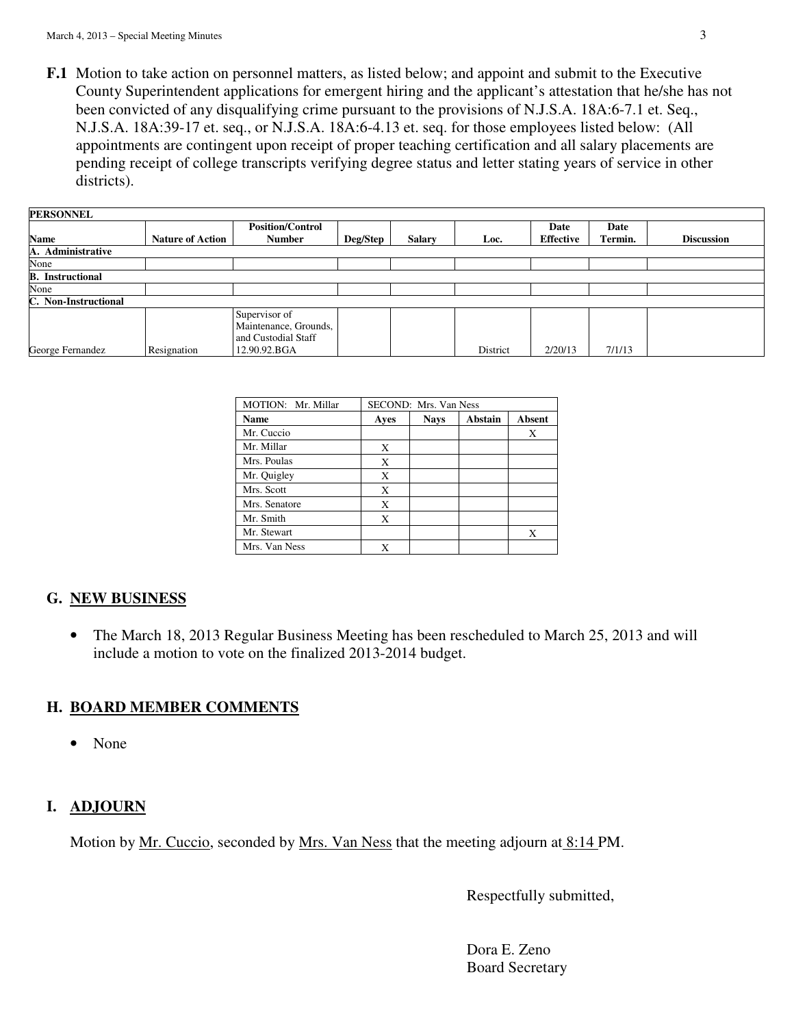**F.1** Motion to take action on personnel matters, as listed below; and appoint and submit to the Executive County Superintendent applications for emergent hiring and the applicant's attestation that he/she has not been convicted of any disqualifying crime pursuant to the provisions of N.J.S.A. 18A:6-7.1 et. Seq., N.J.S.A. 18A:39-17 et. seq., or N.J.S.A. 18A:6-4.13 et. seq. for those employees listed below: (All appointments are contingent upon receipt of proper teaching certification and all salary placements are pending receipt of college transcripts verifying degree status and letter stating years of service in other districts).

| **PERSONNEL** | | | | | | | | |
|---|---|---|---|---|---|---|---|---|
| **Name** | **Nature of Action** | **Position/Control Number** | **Deg/Step** | **Salary** | **Loc.** | **Date Effective** | **Date Termin.** | **Discussion** |
| **A. Administrative** | | | | | | | | |
| None | | | | | | | | |
| **B. Instructional** | | | | | | | | |
| None | | | | | | | | |
| **C. Non-Instructional** | | | | | | | | |
| George Fernandez | Resignation | Supervisor of Maintenance, Grounds, and Custodial Staff 12.90.92.BGA | | | District | 2/20/13 | 7/1/13 | |

| MOTION: Mr. Millar | SECOND: Mrs. Van Ness | | | |
|---|---|---|---|---|
| **Name** | **Ayes** | **Nays** | **Abstain** | **Absent** |
| Mr. Cuccio | | | | X |
| Mr. Millar | X | | | |
| Mrs. Poulas | X | | | |
| Mr. Quigley | X | | | |
| Mrs. Scott | X | | | |
| Mrs. Senatore | X | | | |
| Mr. Smith | X | | | |
| Mr. Stewart | | | | X |
| Mrs. Van Ness | X | | | |

## G. NEW BUSINESS

- The March 18, 2013 Regular Business Meeting has been rescheduled to March 25, 2013 and will include a motion to vote on the finalized 2013-2014 budget.

## H. BOARD MEMBER COMMENTS

- None

## I. ADJOURN

Motion by Mr. Cuccio, seconded by Mrs. Van Ness that the meeting adjourn at 8:14 PM.

Respectfully submitted,

Dora E. Zeno
Board Secretary